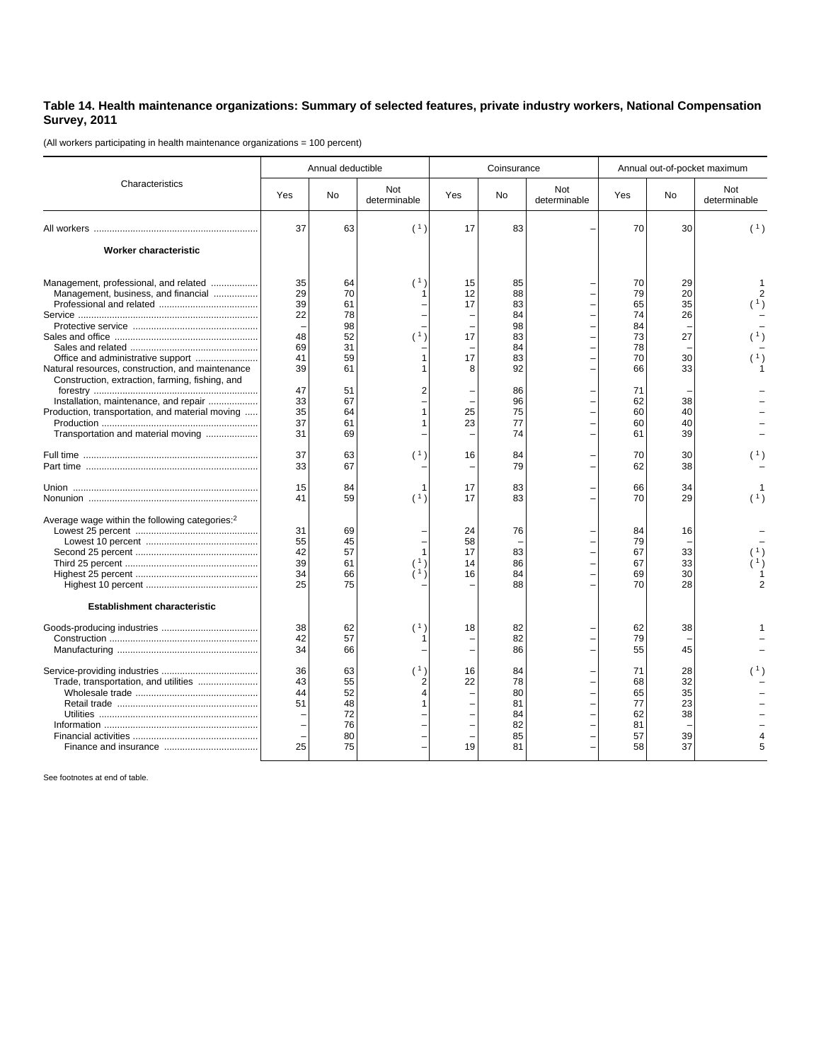**Table 14. Health maintenance organizations: Summary of selected features, private industry workers, National Compensation Survey, 2011**

(All workers participating in health maintenance organizations = 100 percent)

| Characteristics | Annual deductible | | | Coinsurance | | | Annual out-of-pocket maximum | | |
|---|---|---|---|---|---|---|---|---|---|
| | Yes | No | Not determinable | Yes | No | Not determinable | Yes | No | Not determinable |
| All workers | 37 | 63 | (1) | 17 | 83 | – | 70 | 30 | (1) |
| **Worker characteristic** | | | | | | | | | |
| Management, professional, and related | 35 | 64 | (1) | 15 | 85 | – | 70 | 29 | 1 |
| Management, business, and financial | 29 | 70 | 1 | 12 | 88 | – | 79 | 20 | 2 |
| Professional and related | 39 | 61 | – | 17 | 83 | – | 65 | 35 | (1) |
| Service | 22 | 78 | – | – | 84 | – | 74 | 26 | – |
| Protective service | – | 98 | – | – | 98 | – | 84 | – | – |
| Sales and office | 48 | 52 | (1) | 17 | 83 | – | 73 | 27 | (1) |
| Sales and related | 69 | 31 | – | – | 84 | – | 78 | – | – |
| Office and administrative support | 41 | 59 | 1 | 17 | 83 | – | 70 | 30 | (1) |
| Natural resources, construction, and maintenance | 39 | 61 | 1 | 8 | 92 | – | 66 | 33 | 1 |
| Construction, extraction, farming, fishing, and forestry | 47 | 51 | 2 | – | 86 | – | 71 | – | – |
| Installation, maintenance, and repair | 33 | 67 | – | – | 96 | – | 62 | 38 | – |
| Production, transportation, and material moving | 35 | 64 | 1 | 25 | 75 | – | 60 | 40 | – |
| Production | 37 | 61 | 1 | 23 | 77 | – | 60 | 40 | – |
| Transportation and material moving | 31 | 69 | – | – | 74 | – | 61 | 39 | – |
| Full time | 37 | 63 | (1) | 16 | 84 | – | 70 | 30 | (1) |
| Part time | 33 | 67 | – | – | 79 | – | 62 | 38 | – |
| Union | 15 | 84 | 1 | 17 | 83 | – | 66 | 34 | 1 |
| Nonunion | 41 | 59 | (1) | 17 | 83 | – | 70 | 29 | (1) |
| Average wage within the following categories:[2] | | | | | | | | | |
| Lowest 25 percent | 31 | 69 | – | 24 | 76 | – | 84 | 16 | – |
| Lowest 10 percent | 55 | 45 | – | 58 | – | – | 79 | – | – |
| Second 25 percent | 42 | 57 | 1 | 17 | 83 | – | 67 | 33 | (1) |
| Third 25 percent | 39 | 61 | (1) | 14 | 86 | – | 67 | 33 | (1) |
| Highest 25 percent | 34 | 66 | (1) | 16 | 84 | – | 69 | 30 | 1 |
| Highest 10 percent | 25 | 75 | – | – | 88 | – | 70 | 28 | 2 |
| **Establishment characteristic** | | | | | | | | | |
| Goods-producing industries | 38 | 62 | (1) | 18 | 82 | – | 62 | 38 | 1 |
| Construction | 42 | 57 | 1 | – | 82 | – | 79 | – | – |
| Manufacturing | 34 | 66 | – | – | 86 | – | 55 | 45 | – |
| Service-providing industries | 36 | 63 | (1) | 16 | 84 | – | 71 | 28 | (1) |
| Trade, transportation, and utilities | 43 | 55 | 2 | 22 | 78 | – | 68 | 32 | – |
| Wholesale trade | 44 | 52 | 4 | – | 80 | – | 65 | 35 | – |
| Retail trade | 51 | 48 | 1 | – | 81 | – | 77 | 23 | – |
| Utilities | – | 72 | – | – | 84 | – | 62 | 38 | – |
| Information | – | 76 | – | – | 82 | – | 81 | – | – |
| Financial activities | – | 80 | – | – | 85 | – | 57 | 39 | 4 |
| Finance and insurance | 25 | 75 | – | 19 | 81 | – | 58 | 37 | 5 |

See footnotes at end of table.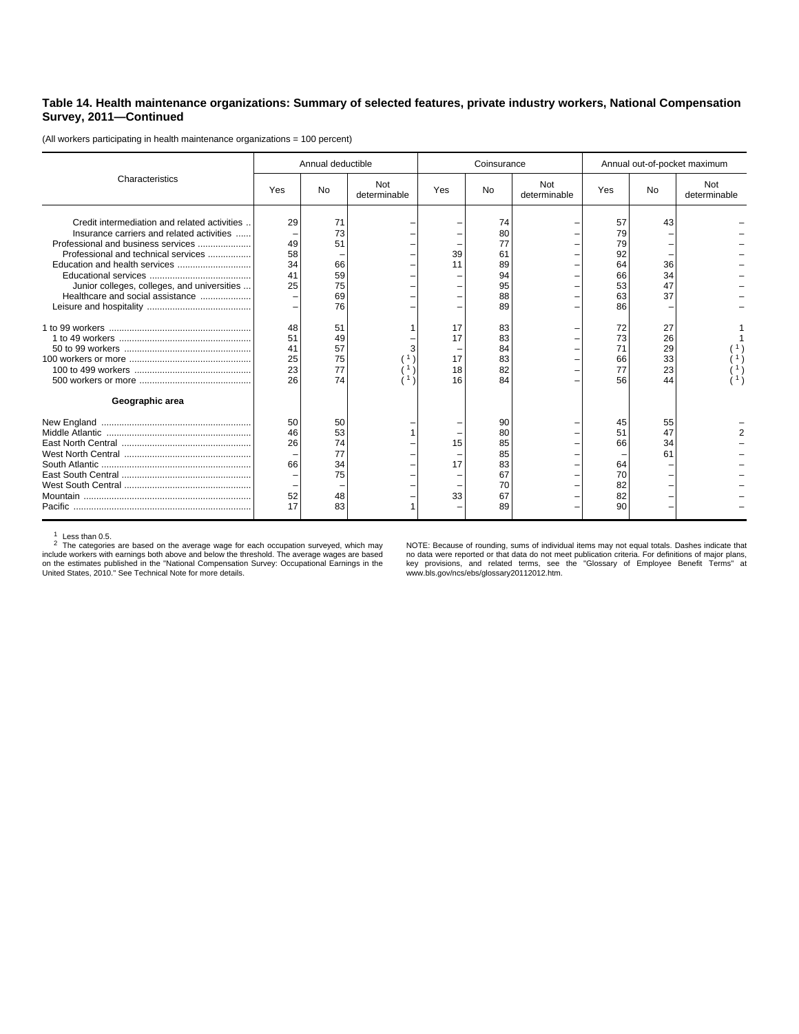**Table 14. Health maintenance organizations: Summary of selected features, private industry workers, National Compensation Survey, 2011—Continued**

(All workers participating in health maintenance organizations = 100 percent)

| Characteristics | Annual deductible | | | Coinsurance | | | Annual out-of-pocket maximum | | |
|---|---|---|---|---|---|---|---|---|---|
| | Yes | No | Not determinable | Yes | No | Not determinable | Yes | No | Not determinable |
| Credit intermediation and related activities | 29 | 71 | – | – | 74 | – | 57 | 43 | – |
| Insurance carriers and related activities | – | 73 | – | – | 80 | – | 79 | – | – |
| Professional and business services | 49 | 51 | – | – | 77 | – | 79 | – | – |
| Professional and technical services | 58 | – | – | 39 | 61 | – | 92 | – | – |
| Education and health services | 34 | 66 | – | 11 | 89 | – | 64 | 36 | – |
| Educational services | 41 | 59 | – | – | 94 | – | 66 | 34 | – |
| Junior colleges, colleges, and universities | 25 | 75 | – | – | 95 | – | 53 | 47 | – |
| Healthcare and social assistance | – | 69 | – | – | 88 | – | 63 | 37 | – |
| Leisure and hospitality | – | 76 | – | – | 89 | – | 86 | – | – |
| 1 to 99 workers | 48 | 51 | 1 | 17 | 83 | – | 72 | 27 | 1 |
| 1 to 49 workers | 51 | 49 | – | 17 | 83 | – | 73 | 26 | 1 |
| 50 to 99 workers | 41 | 57 | 3 | – | 84 | – | 71 | 29 | ([1]) |
| 100 workers or more | 25 | 75 | ([1]) | 17 | 83 | – | 66 | 33 | ([1]) |
| 100 to 499 workers | 23 | 77 | ([1]) | 18 | 82 | – | 77 | 23 | ([1]) |
| 500 workers or more | 26 | 74 | ([1]) | 16 | 84 | – | 56 | 44 | ([1]) |
| **Geographic area** | | | | | | | | | |
| New England | 50 | 50 | – | – | 90 | – | 45 | 55 | – |
| Middle Atlantic | 46 | 53 | 1 | – | 80 | – | 51 | 47 | 2 |
| East North Central | 26 | 74 | – | 15 | 85 | – | 66 | 34 | – |
| West North Central | – | 77 | – | – | 85 | – | – | 61 | – |
| South Atlantic | 66 | 34 | – | 17 | 83 | – | 64 | – | – |
| East South Central | – | 75 | – | – | 67 | – | 70 | – | – |
| West South Central | – | – | – | – | 70 | – | 82 | – | – |
| Mountain | 52 | 48 | – | 33 | 67 | – | 82 | – | – |
| Pacific | 17 | 83 | 1 | – | 89 | – | 90 | – | – |

[1] Less than 0.5.

[2] The categories are based on the average wage for each occupation surveyed, which may include workers with earnings both above and below the threshold. The average wages are based on the estimates published in the "National Compensation Survey: Occupational Earnings in the United States, 2010." See Technical Note for more details.

NOTE: Because of rounding, sums of individual items may not equal totals. Dashes indicate that no data were reported or that data do not meet publication criteria. For definitions of major plans, key provisions, and related terms, see the "Glossary of Employee Benefit Terms" at www.bls.gov/ncs/ebs/glossary20112012.htm.